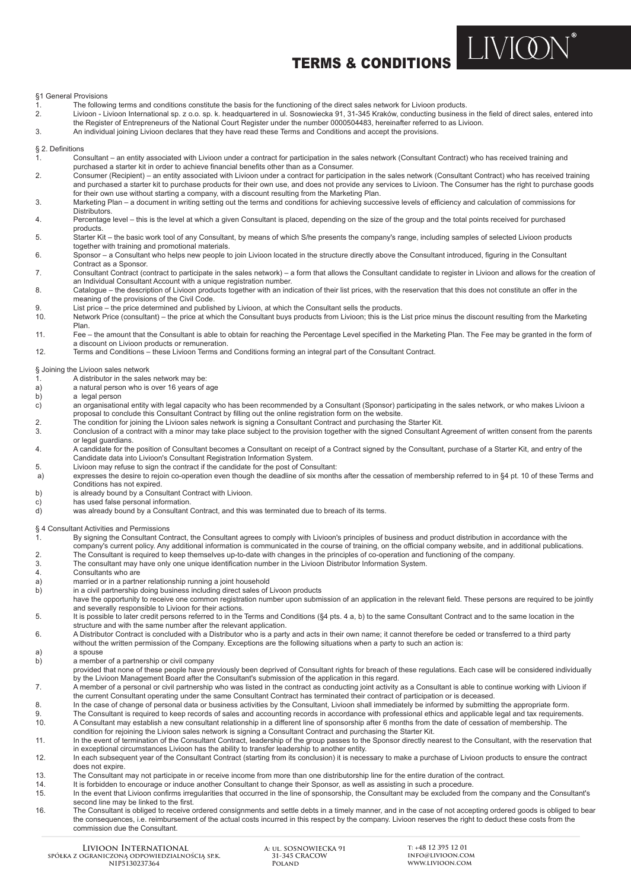# TERMS & CONDITIONS

## §1 General Provisions

1. The following terms and conditions constitute the basis for the functioning of the direct sales network for Livioon products.
2. Livioon - Livioon International sp. z o.o. sp. k. headquartered in ul. Sosnowiecka 91, 31-345 Kraków, conducting business in the field of direct sales, entered into the Register of Entrepreneurs of the National Court Register under the number 0000504483, hereinafter referred to as Livioon.
3. An individual joining Livioon declares that they have read these Terms and Conditions and accept the provisions.

## § 2. Definitions

1. Consultant – an entity associated with Livioon under a contract for participation in the sales network (Consultant Contract) who has received training and purchased a starter kit in order to achieve financial benefits other than as a Consumer.
2. Consumer (Recipient) – an entity associated with Livioon under a contract for participation in the sales network (Consultant Contract) who has received training and purchased a starter kit to purchase products for their own use, and does not provide any services to Livioon. The Consumer has the right to purchase goods for their own use without starting a company, with a discount resulting from the Marketing Plan.
3. Marketing Plan – a document in writing setting out the terms and conditions for achieving successive levels of efficiency and calculation of commissions for Distributors.
4. Percentage level – this is the level at which a given Consultant is placed, depending on the size of the group and the total points received for purchased products.
5. Starter Kit – the basic work tool of any Consultant, by means of which S/he presents the company's range, including samples of selected Livioon products together with training and promotional materials.
6. Sponsor – a Consultant who helps new people to join Livioon located in the structure directly above the Consultant introduced, figuring in the Consultant Contract as a Sponsor.
7. Consultant Contract (contract to participate in the sales network) – a form that allows the Consultant candidate to register in Livioon and allows for the creation of an Individual Consultant Account with a unique registration number.
8. Catalogue – the description of Livioon products together with an indication of their list prices, with the reservation that this does not constitute an offer in the meaning of the provisions of the Civil Code.
9. List price – the price determined and published by Livioon, at which the Consultant sells the products.
10. Network Price (consultant) – the price at which the Consultant buys products from Livioon; this is the List price minus the discount resulting from the Marketing Plan.
11. Fee – the amount that the Consultant is able to obtain for reaching the Percentage Level specified in the Marketing Plan. The Fee may be granted in the form of a discount on Livioon products or remuneration.
12. Terms and Conditions – these Livioon Terms and Conditions forming an integral part of the Consultant Contract.

## § Joining the Livioon sales network

1. A distributor in the sales network may be:
   a) a natural person who is over 16 years of age
   b) a legal person
   c) an organisational entity with legal capacity who has been recommended by a Consultant (Sponsor) participating in the sales network, or who makes Livioon a proposal to conclude this Consultant Contract by filling out the online registration form on the website.
2. The condition for joining the Livioon sales network is signing a Consultant Contract and purchasing the Starter Kit.
3. Conclusion of a contract with a minor may take place subject to the provision together with the signed Consultant Agreement of written consent from the parents or legal guardians.
4. A candidate for the position of Consultant becomes a Consultant on receipt of a Contract signed by the Consultant, purchase of a Starter Kit, and entry of the Candidate data into Livioon's Consultant Registration Information System.
5. Livioon may refuse to sign the contract if the candidate for the post of Consultant:
   a) expresses the desire to rejoin co-operation even though the deadline of six months after the cessation of membership referred to in §4 pt. 10 of these Terms and Conditions has not expired.
   b) is already bound by a Consultant Contract with Livioon.
   c) has used false personal information.
   d) was already bound by a Consultant Contract, and this was terminated due to breach of its terms.

## § 4 Consultant Activities and Permissions

1. By signing the Consultant Contract, the Consultant agrees to comply with Livioon's principles of business and product distribution in accordance with the company's current policy. Any additional information is communicated in the course of training, on the official company website, and in additional publications.
2. The Consultant is required to keep themselves up-to-date with changes in the principles of co-operation and functioning of the company.
3. The consultant may have only one unique identification number in the Livioon Distributor Information System.
4. Consultants who are
   a) married or in a partner relationship running a joint household
   b) in a civil partnership doing business including direct sales of Livoon products

   have the opportunity to receive one common registration number upon submission of an application in the relevant field. These persons are required to be jointly and severally responsible to Livioon for their actions.
5. It is possible to later credit persons referred to in the Terms and Conditions (§4 pts. 4 a, b) to the same Consultant Contract and to the same location in the structure and with the same number after the relevant application.
6. A Distributor Contract is concluded with a Distributor who is a party and acts in their own name; it cannot therefore be ceded or transferred to a third party without the written permission of the Company. Exceptions are the following situations when a party to such an action is:
   a) a spouse
   b) a member of a partnership or civil company

   provided that none of these people have previously been deprived of Consultant rights for breach of these regulations. Each case will be considered individually by the Livioon Management Board after the Consultant's submission of the application in this regard.
7. A member of a personal or civil partnership who was listed in the contract as conducting joint activity as a Consultant is able to continue working with Livioon if the current Consultant operating under the same Consultant Contract has terminated their contract of participation or is deceased.
8. In the case of change of personal data or business activities by the Consultant, Livioon shall immediately be informed by submitting the appropriate form.
9. The Consultant is required to keep records of sales and accounting records in accordance with professional ethics and applicable legal and tax requirements.
10. A Consultant may establish a new consultant relationship in a different line of sponsorship after 6 months from the date of cessation of membership. The condition for rejoining the Livioon sales network is signing a Consultant Contract and purchasing the Starter Kit.
11. In the event of termination of the Consultant Contract, leadership of the group passes to the Sponsor directly nearest to the Consultant, with the reservation that in exceptional circumstances Livioon has the ability to transfer leadership to another entity.
12. In each subsequent year of the Consultant Contract (starting from its conclusion) it is necessary to make a purchase of Livioon products to ensure the contract does not expire.
13. The Consultant may not participate in or receive income from more than one distributorship line for the entire duration of the contract.
14. It is forbidden to encourage or induce another Consultant to change their Sponsor, as well as assisting in such a procedure.
15. In the event that Livioon confirms irregularities that occurred in the line of sponsorship, the Consultant may be excluded from the company and the Consultant's second line may be linked to the first.
16. The Consultant is obliged to receive ordered consignments and settle debts in a timely manner, and in the case of not accepting ordered goods is obliged to bear the consequences, i.e. reimbursement of the actual costs incurred in this respect by the company. Livioon reserves the right to deduct these costs from the commission due the Consultant.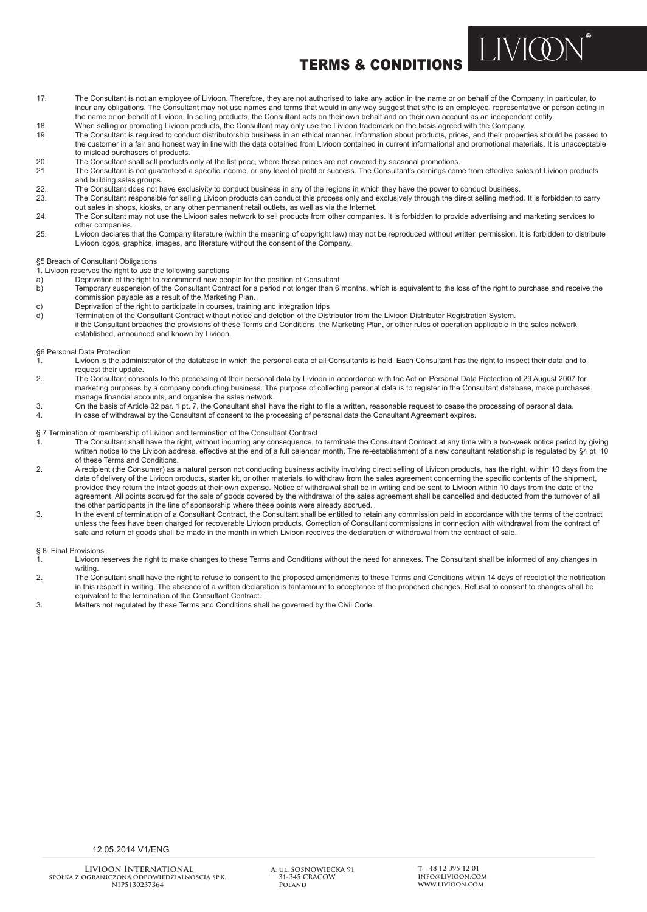17. The Consultant is not an employee of Livioon. Therefore, they are not authorised to take any action in the name or on behalf of the Company, in particular, to incur any obligations. The Consultant may not use names and terms that would in any way suggest that s/he is an employee, representative or person acting in the name or on behalf of Livioon. In selling products, the Consultant acts on their own behalf and on their own account as an independent entity.
18. When selling or promoting Livioon products, the Consultant may only use the Livioon trademark on the basis agreed with the Company.
19. The Consultant is required to conduct distributorship business in an ethical manner. Information about products, prices, and their properties should be passed to the customer in a fair and honest way in line with the data obtained from Livioon contained in current informational and promotional materials. It is unacceptable to mislead purchasers of products.
20. The Consultant shall sell products only at the list price, where these prices are not covered by seasonal promotions.
21. The Consultant is not guaranteed a specific income, or any level of profit or success. The Consultant's earnings come from effective sales of Livioon products and building sales groups.
22. The Consultant does not have exclusivity to conduct business in any of the regions in which they have the power to conduct business.
23. The Consultant responsible for selling Livioon products can conduct this process only and exclusively through the direct selling method. It is forbidden to carry out sales in shops, kiosks, or any other permanent retail outlets, as well as via the Internet.
24. The Consultant may not use the Livioon sales network to sell products from other companies. It is forbidden to provide advertising and marketing services to other companies.
25. Livioon declares that the Company literature (within the meaning of copyright law) may not be reproduced without written permission. It is forbidden to distribute Livioon logos, graphics, images, and literature without the consent of the Company.

§5 Breach of Consultant Obligations

1. Livioon reserves the right to use the following sanctions

a) Deprivation of the right to recommend new people for the position of Consultant
b) Temporary suspension of the Consultant Contract for a period not longer than 6 months, which is equivalent to the loss of the right to purchase and receive the commission payable as a result of the Marketing Plan.
c) Deprivation of the right to participate in courses, training and integration trips
d) Termination of the Consultant Contract without notice and deletion of the Distributor from the Livioon Distributor Registration System.

if the Consultant breaches the provisions of these Terms and Conditions, the Marketing Plan, or other rules of operation applicable in the sales network established, announced and known by Livioon.

§6 Personal Data Protection

1. Livioon is the administrator of the database in which the personal data of all Consultants is held. Each Consultant has the right to inspect their data and to request their update.
2. The Consultant consents to the processing of their personal data by Livioon in accordance with the Act on Personal Data Protection of 29 August 2007 for marketing purposes by a company conducting business. The purpose of collecting personal data is to register in the Consultant database, make purchases, manage financial accounts, and organise the sales network.
3. On the basis of Article 32 par. 1 pt. 7, the Consultant shall have the right to file a written, reasonable request to cease the processing of personal data.
4. In case of withdrawal by the Consultant of consent to the processing of personal data the Consultant Agreement expires.

§ 7 Termination of membership of Livioon and termination of the Consultant Contract

1. The Consultant shall have the right, without incurring any consequence, to terminate the Consultant Contract at any time with a two-week notice period by giving written notice to the Livioon address, effective at the end of a full calendar month. The re-establishment of a new consultant relationship is regulated by §4 pt. 10 of these Terms and Conditions.
2. A recipient (the Consumer) as a natural person not conducting business activity involving direct selling of Livioon products, has the right, within 10 days from the date of delivery of the Livioon products, starter kit, or other materials, to withdraw from the sales agreement concerning the specific contents of the shipment, provided they return the intact goods at their own expense. Notice of withdrawal shall be in writing and be sent to Livioon within 10 days from the date of the agreement. All points accrued for the sale of goods covered by the withdrawal of the sales agreement shall be cancelled and deducted from the turnover of all the other participants in the line of sponsorship where these points were already accrued.
3. In the event of termination of a Consultant Contract, the Consultant shall be entitled to retain any commission paid in accordance with the terms of the contract unless the fees have been charged for recoverable Livioon products. Correction of Consultant commissions in connection with withdrawal from the contract of sale and return of goods shall be made in the month in which Livioon receives the declaration of withdrawal from the contract of sale.

§ 8 Final Provisions

1. Livioon reserves the right to make changes to these Terms and Conditions without the need for annexes. The Consultant shall be informed of any changes in writing.
2. The Consultant shall have the right to refuse to consent to the proposed amendments to these Terms and Conditions within 14 days of receipt of the notification in this respect in writing. The absence of a written declaration is tantamount to acceptance of the proposed changes. Refusal to consent to changes shall be equivalent to the termination of the Consultant Contract.
3. Matters not regulated by these Terms and Conditions shall be governed by the Civil Code.

12.05.2014 V1/ENG